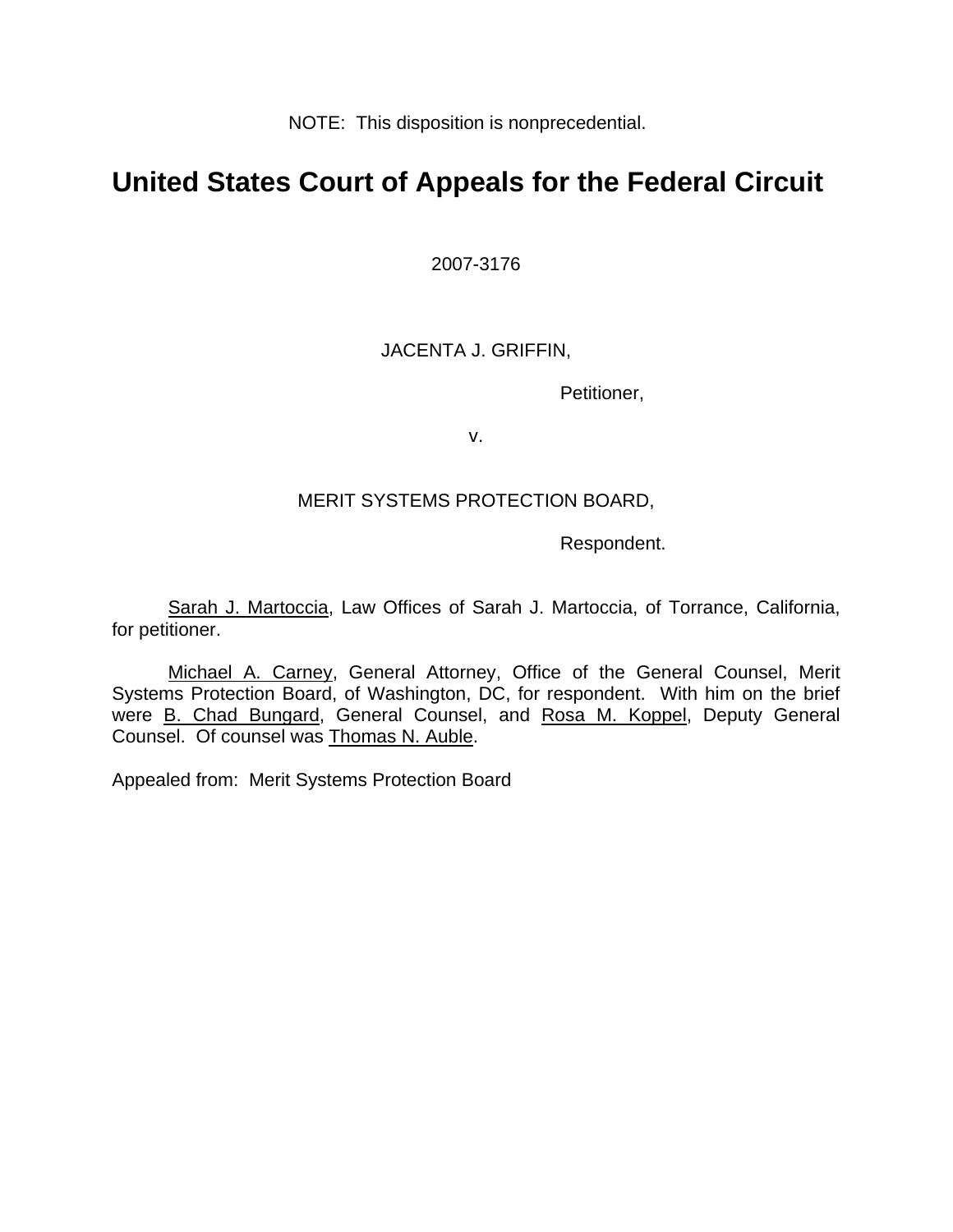NOTE: This disposition is nonprecedential.

# United States Court of Appeals for the Federal Circuit

2007-3176

JACENTA J. GRIFFIN,

Petitioner,

v.

MERIT SYSTEMS PROTECTION BOARD,

Respondent.

Sarah J. Martoccia, Law Offices of Sarah J. Martoccia, of Torrance, California, for petitioner.

Michael A. Carney, General Attorney, Office of the General Counsel, Merit Systems Protection Board, of Washington, DC, for respondent. With him on the brief were B. Chad Bungard, General Counsel, and Rosa M. Koppel, Deputy General Counsel. Of counsel was Thomas N. Auble.

Appealed from: Merit Systems Protection Board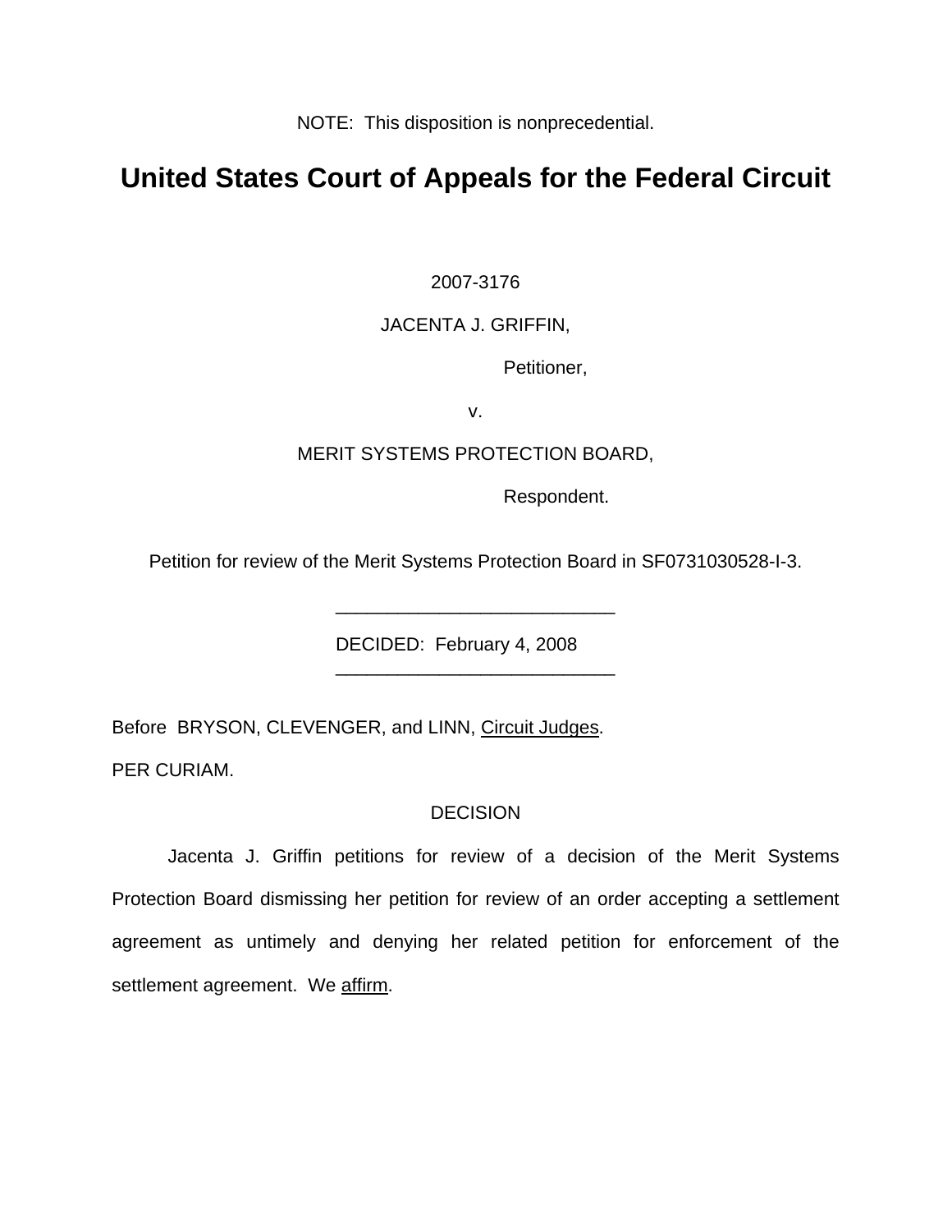NOTE: This disposition is nonprecedential.

# United States Court of Appeals for the Federal Circuit

2007-3176

JACENTA J. GRIFFIN,

Petitioner,

v.

MERIT SYSTEMS PROTECTION BOARD,

Respondent.

Petition for review of the Merit Systems Protection Board in SF0731030528-I-3.

---

DECIDED: February 4, 2008

---

Before BRYSON, CLEVENGER, and LINN, Circuit Judges.

PER CURIAM.

## DECISION

Jacenta J. Griffin petitions for review of a decision of the Merit Systems Protection Board dismissing her petition for review of an order accepting a settlement agreement as untimely and denying her related petition for enforcement of the settlement agreement. We affirm.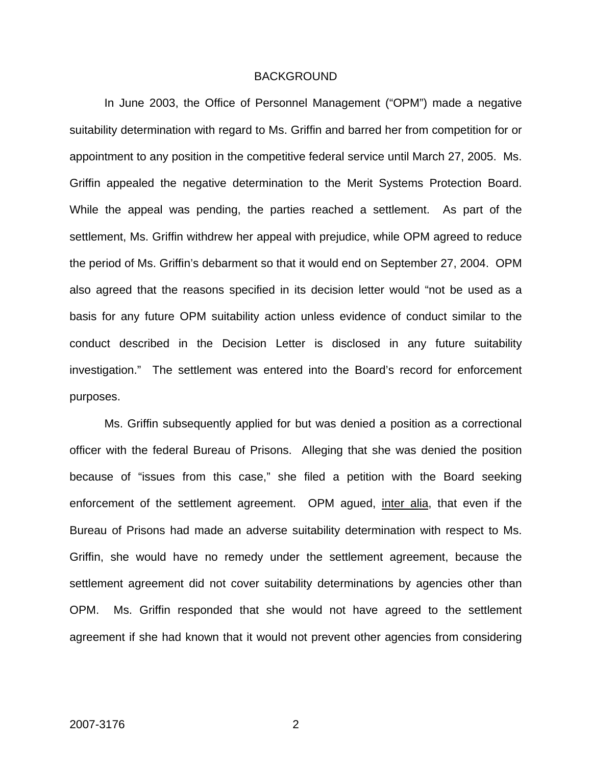## BACKGROUND

In June 2003, the Office of Personnel Management ("OPM") made a negative suitability determination with regard to Ms. Griffin and barred her from competition for or appointment to any position in the competitive federal service until March 27, 2005. Ms. Griffin appealed the negative determination to the Merit Systems Protection Board. While the appeal was pending, the parties reached a settlement. As part of the settlement, Ms. Griffin withdrew her appeal with prejudice, while OPM agreed to reduce the period of Ms. Griffin's debarment so that it would end on September 27, 2004. OPM also agreed that the reasons specified in its decision letter would "not be used as a basis for any future OPM suitability action unless evidence of conduct similar to the conduct described in the Decision Letter is disclosed in any future suitability investigation." The settlement was entered into the Board's record for enforcement purposes.

Ms. Griffin subsequently applied for but was denied a position as a correctional officer with the federal Bureau of Prisons. Alleging that she was denied the position because of "issues from this case," she filed a petition with the Board seeking enforcement of the settlement agreement. OPM agued, inter alia, that even if the Bureau of Prisons had made an adverse suitability determination with respect to Ms. Griffin, she would have no remedy under the settlement agreement, because the settlement agreement did not cover suitability determinations by agencies other than OPM. Ms. Griffin responded that she would not have agreed to the settlement agreement if she had known that it would not prevent other agencies from considering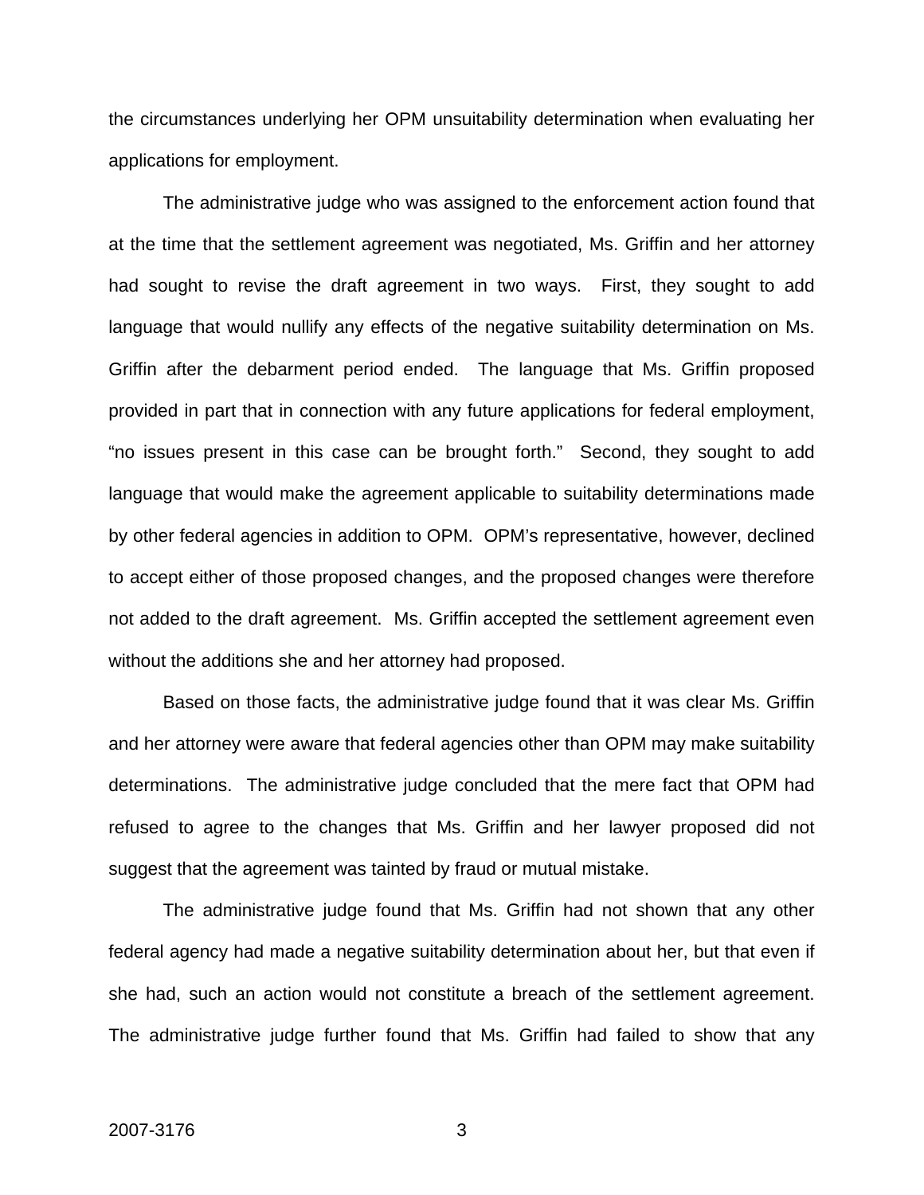the circumstances underlying her OPM unsuitability determination when evaluating her applications for employment.

The administrative judge who was assigned to the enforcement action found that at the time that the settlement agreement was negotiated, Ms. Griffin and her attorney had sought to revise the draft agreement in two ways. First, they sought to add language that would nullify any effects of the negative suitability determination on Ms. Griffin after the debarment period ended. The language that Ms. Griffin proposed provided in part that in connection with any future applications for federal employment, "no issues present in this case can be brought forth." Second, they sought to add language that would make the agreement applicable to suitability determinations made by other federal agencies in addition to OPM. OPM's representative, however, declined to accept either of those proposed changes, and the proposed changes were therefore not added to the draft agreement. Ms. Griffin accepted the settlement agreement even without the additions she and her attorney had proposed.

Based on those facts, the administrative judge found that it was clear Ms. Griffin and her attorney were aware that federal agencies other than OPM may make suitability determinations. The administrative judge concluded that the mere fact that OPM had refused to agree to the changes that Ms. Griffin and her lawyer proposed did not suggest that the agreement was tainted by fraud or mutual mistake.

The administrative judge found that Ms. Griffin had not shown that any other federal agency had made a negative suitability determination about her, but that even if she had, such an action would not constitute a breach of the settlement agreement. The administrative judge further found that Ms. Griffin had failed to show that any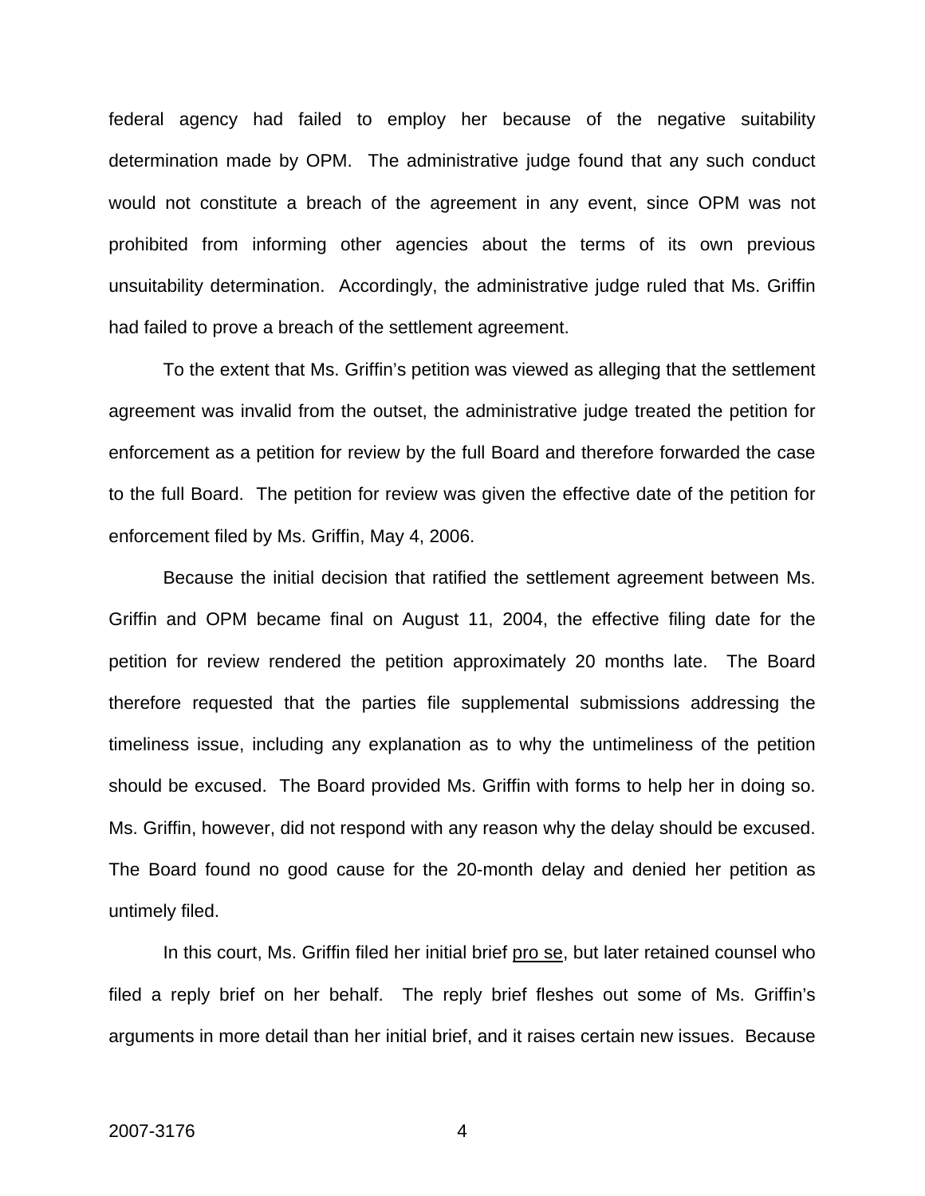federal agency had failed to employ her because of the negative suitability determination made by OPM. The administrative judge found that any such conduct would not constitute a breach of the agreement in any event, since OPM was not prohibited from informing other agencies about the terms of its own previous unsuitability determination. Accordingly, the administrative judge ruled that Ms. Griffin had failed to prove a breach of the settlement agreement.

To the extent that Ms. Griffin's petition was viewed as alleging that the settlement agreement was invalid from the outset, the administrative judge treated the petition for enforcement as a petition for review by the full Board and therefore forwarded the case to the full Board. The petition for review was given the effective date of the petition for enforcement filed by Ms. Griffin, May 4, 2006.

Because the initial decision that ratified the settlement agreement between Ms. Griffin and OPM became final on August 11, 2004, the effective filing date for the petition for review rendered the petition approximately 20 months late. The Board therefore requested that the parties file supplemental submissions addressing the timeliness issue, including any explanation as to why the untimeliness of the petition should be excused. The Board provided Ms. Griffin with forms to help her in doing so. Ms. Griffin, however, did not respond with any reason why the delay should be excused. The Board found no good cause for the 20-month delay and denied her petition as untimely filed.

In this court, Ms. Griffin filed her initial brief pro se, but later retained counsel who filed a reply brief on her behalf. The reply brief fleshes out some of Ms. Griffin's arguments in more detail than her initial brief, and it raises certain new issues. Because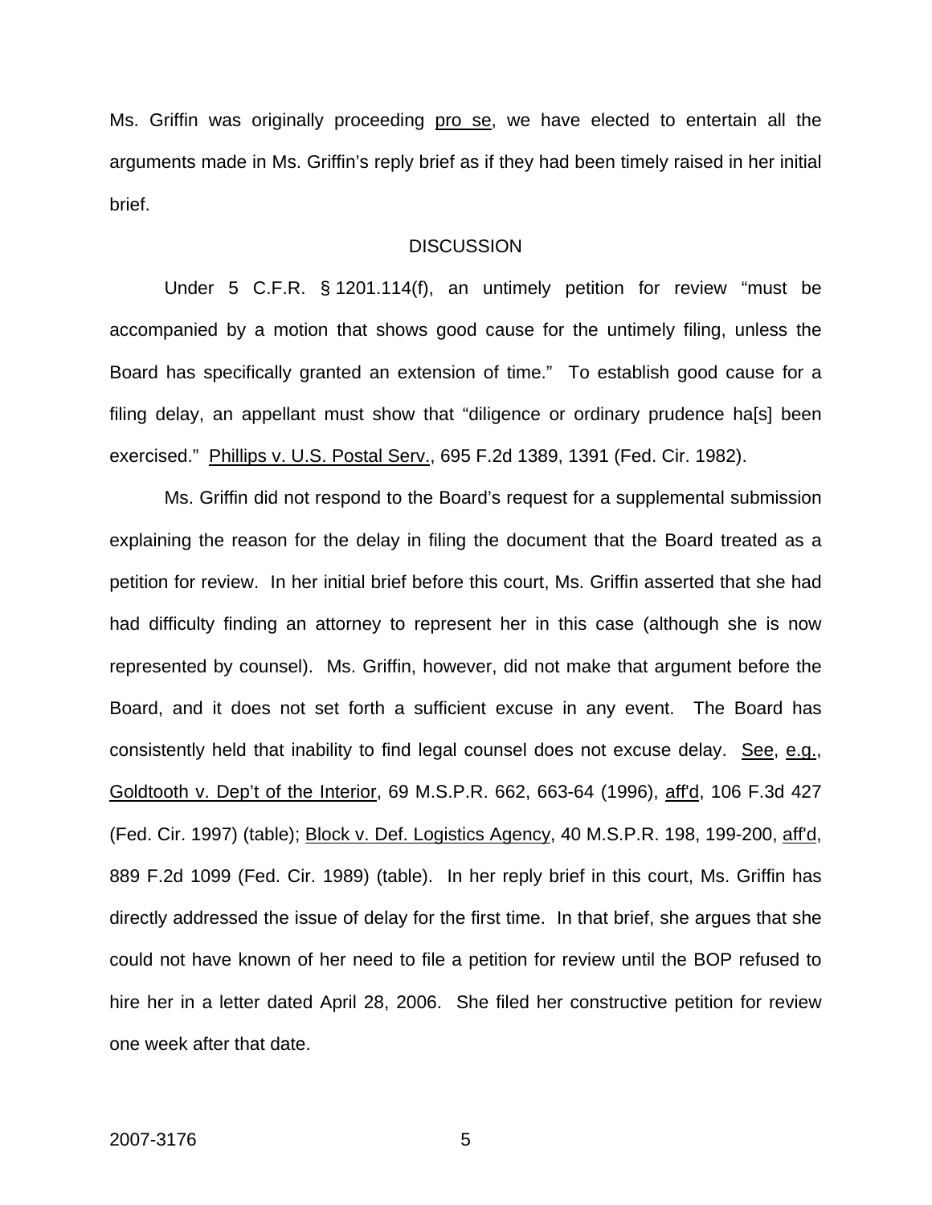Ms. Griffin was originally proceeding pro se, we have elected to entertain all the arguments made in Ms. Griffin's reply brief as if they had been timely raised in her initial brief.

## DISCUSSION

Under 5 C.F.R. § 1201.114(f), an untimely petition for review "must be accompanied by a motion that shows good cause for the untimely filing, unless the Board has specifically granted an extension of time." To establish good cause for a filing delay, an appellant must show that "diligence or ordinary prudence ha[s] been exercised." Phillips v. U.S. Postal Serv., 695 F.2d 1389, 1391 (Fed. Cir. 1982).

Ms. Griffin did not respond to the Board's request for a supplemental submission explaining the reason for the delay in filing the document that the Board treated as a petition for review. In her initial brief before this court, Ms. Griffin asserted that she had had difficulty finding an attorney to represent her in this case (although she is now represented by counsel). Ms. Griffin, however, did not make that argument before the Board, and it does not set forth a sufficient excuse in any event. The Board has consistently held that inability to find legal counsel does not excuse delay. See, e.g., Goldtooth v. Dep't of the Interior, 69 M.S.P.R. 662, 663-64 (1996), aff'd, 106 F.3d 427 (Fed. Cir. 1997) (table); Block v. Def. Logistics Agency, 40 M.S.P.R. 198, 199-200, aff'd, 889 F.2d 1099 (Fed. Cir. 1989) (table). In her reply brief in this court, Ms. Griffin has directly addressed the issue of delay for the first time. In that brief, she argues that she could not have known of her need to file a petition for review until the BOP refused to hire her in a letter dated April 28, 2006. She filed her constructive petition for review one week after that date.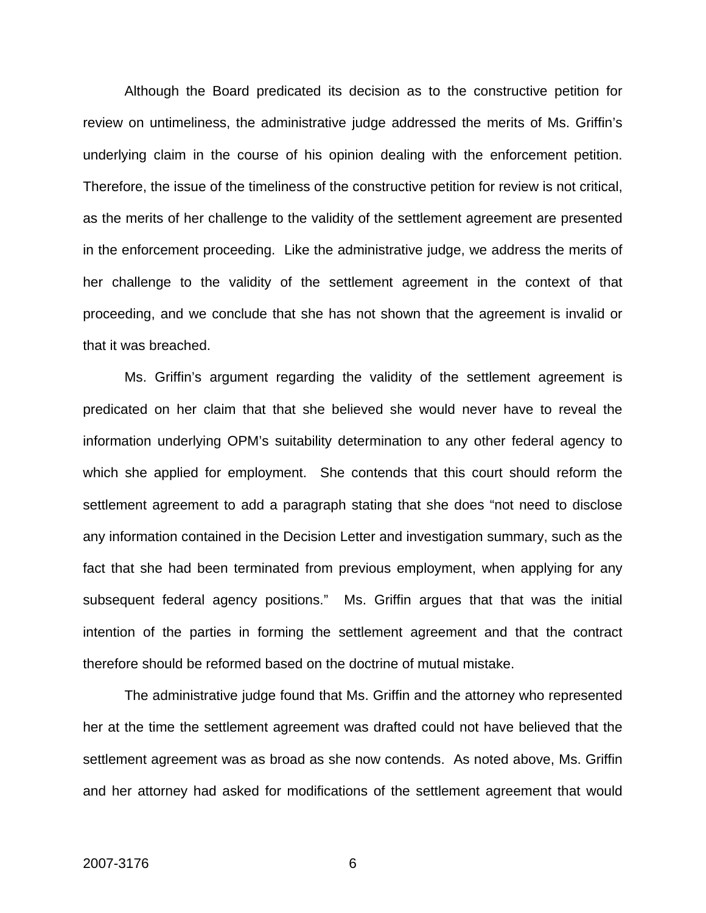Although the Board predicated its decision as to the constructive petition for review on untimeliness, the administrative judge addressed the merits of Ms. Griffin's underlying claim in the course of his opinion dealing with the enforcement petition. Therefore, the issue of the timeliness of the constructive petition for review is not critical, as the merits of her challenge to the validity of the settlement agreement are presented in the enforcement proceeding. Like the administrative judge, we address the merits of her challenge to the validity of the settlement agreement in the context of that proceeding, and we conclude that she has not shown that the agreement is invalid or that it was breached.

Ms. Griffin's argument regarding the validity of the settlement agreement is predicated on her claim that that she believed she would never have to reveal the information underlying OPM's suitability determination to any other federal agency to which she applied for employment. She contends that this court should reform the settlement agreement to add a paragraph stating that she does "not need to disclose any information contained in the Decision Letter and investigation summary, such as the fact that she had been terminated from previous employment, when applying for any subsequent federal agency positions." Ms. Griffin argues that that was the initial intention of the parties in forming the settlement agreement and that the contract therefore should be reformed based on the doctrine of mutual mistake.

The administrative judge found that Ms. Griffin and the attorney who represented her at the time the settlement agreement was drafted could not have believed that the settlement agreement was as broad as she now contends. As noted above, Ms. Griffin and her attorney had asked for modifications of the settlement agreement that would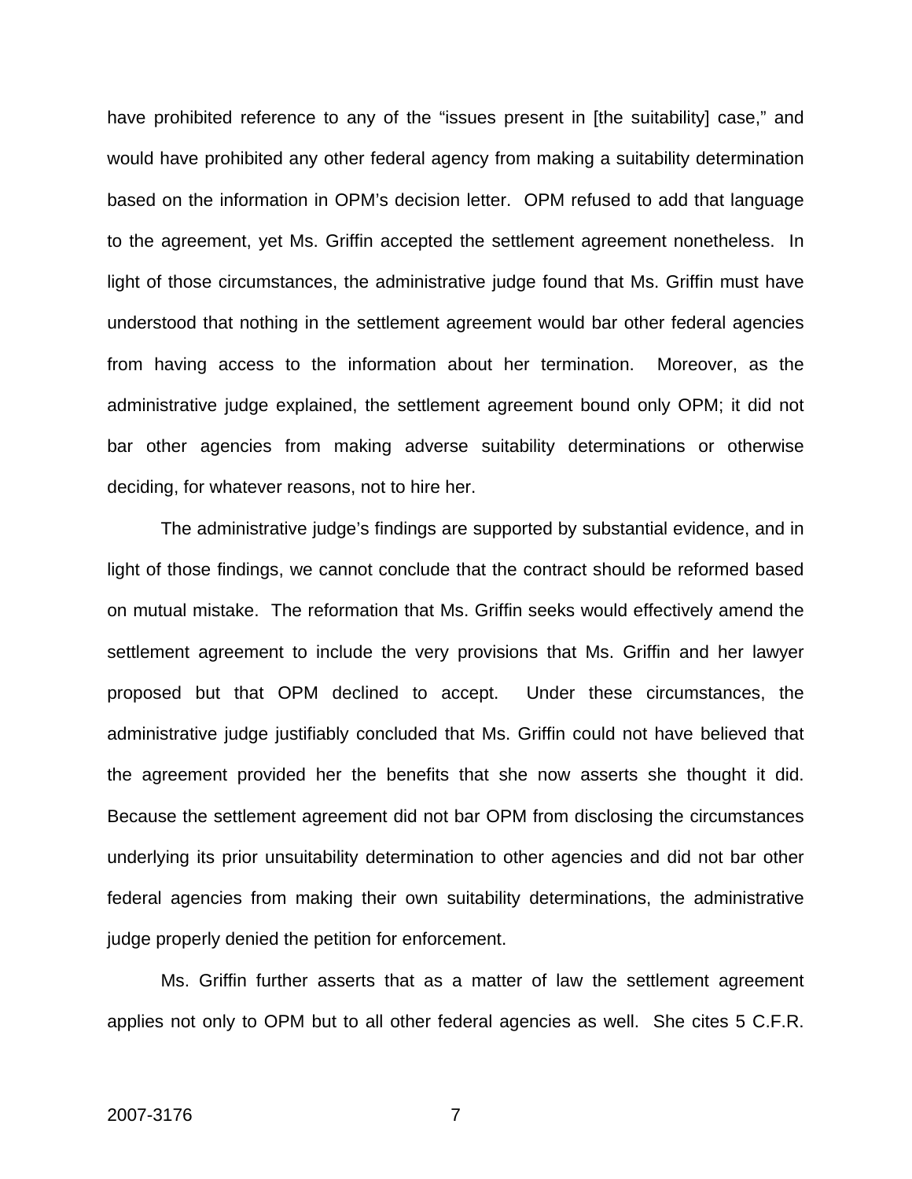have prohibited reference to any of the "issues present in [the suitability] case," and would have prohibited any other federal agency from making a suitability determination based on the information in OPM's decision letter. OPM refused to add that language to the agreement, yet Ms. Griffin accepted the settlement agreement nonetheless. In light of those circumstances, the administrative judge found that Ms. Griffin must have understood that nothing in the settlement agreement would bar other federal agencies from having access to the information about her termination. Moreover, as the administrative judge explained, the settlement agreement bound only OPM; it did not bar other agencies from making adverse suitability determinations or otherwise deciding, for whatever reasons, not to hire her.

The administrative judge's findings are supported by substantial evidence, and in light of those findings, we cannot conclude that the contract should be reformed based on mutual mistake. The reformation that Ms. Griffin seeks would effectively amend the settlement agreement to include the very provisions that Ms. Griffin and her lawyer proposed but that OPM declined to accept. Under these circumstances, the administrative judge justifiably concluded that Ms. Griffin could not have believed that the agreement provided her the benefits that she now asserts she thought it did. Because the settlement agreement did not bar OPM from disclosing the circumstances underlying its prior unsuitability determination to other agencies and did not bar other federal agencies from making their own suitability determinations, the administrative judge properly denied the petition for enforcement.

Ms. Griffin further asserts that as a matter of law the settlement agreement applies not only to OPM but to all other federal agencies as well. She cites 5 C.F.R.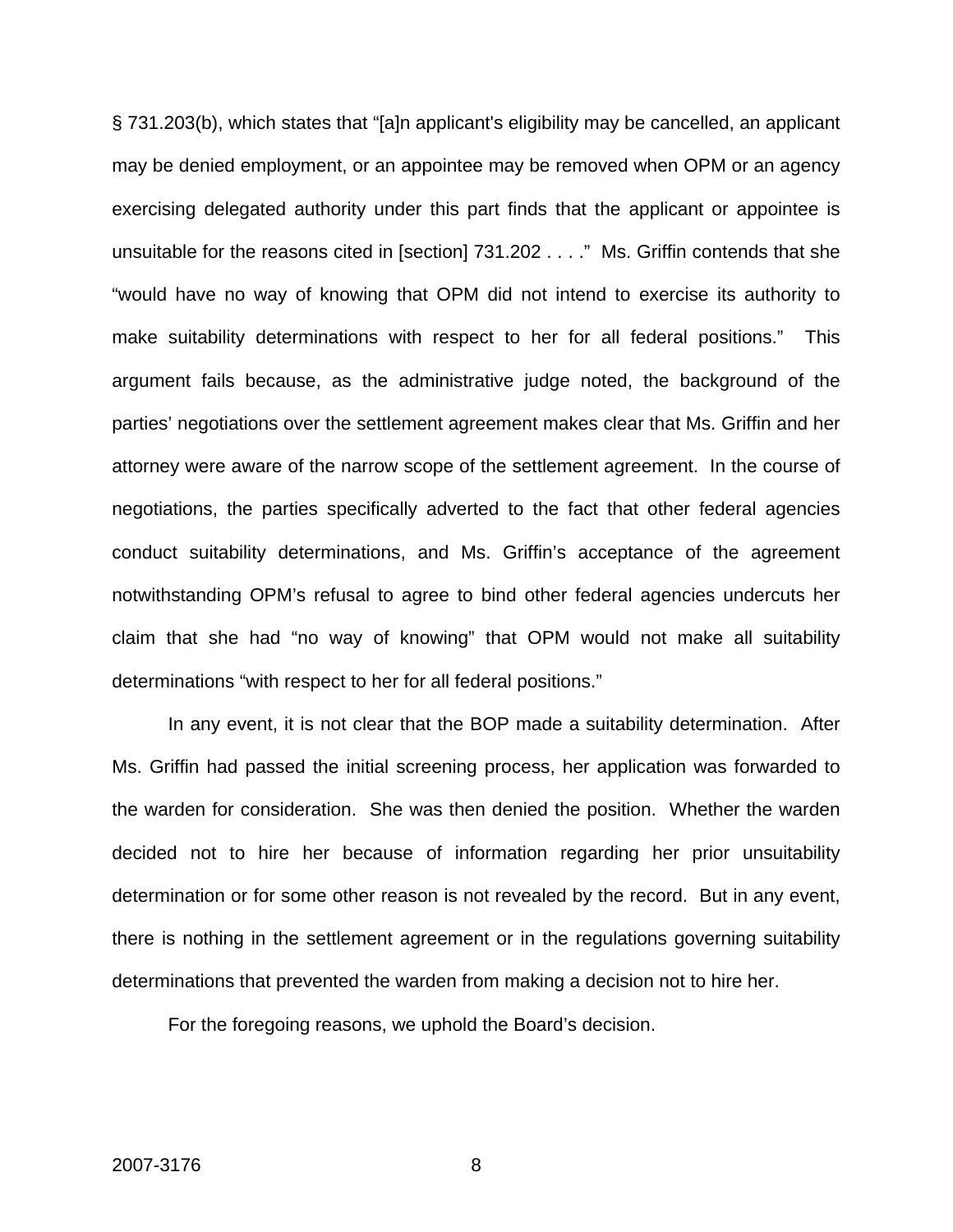§ 731.203(b), which states that "[a]n applicant's eligibility may be cancelled, an applicant may be denied employment, or an appointee may be removed when OPM or an agency exercising delegated authority under this part finds that the applicant or appointee is unsuitable for the reasons cited in [section] 731.202 . . . ." Ms. Griffin contends that she "would have no way of knowing that OPM did not intend to exercise its authority to make suitability determinations with respect to her for all federal positions." This argument fails because, as the administrative judge noted, the background of the parties' negotiations over the settlement agreement makes clear that Ms. Griffin and her attorney were aware of the narrow scope of the settlement agreement. In the course of negotiations, the parties specifically adverted to the fact that other federal agencies conduct suitability determinations, and Ms. Griffin's acceptance of the agreement notwithstanding OPM's refusal to agree to bind other federal agencies undercuts her claim that she had "no way of knowing" that OPM would not make all suitability determinations "with respect to her for all federal positions."

In any event, it is not clear that the BOP made a suitability determination. After Ms. Griffin had passed the initial screening process, her application was forwarded to the warden for consideration. She was then denied the position. Whether the warden decided not to hire her because of information regarding her prior unsuitability determination or for some other reason is not revealed by the record. But in any event, there is nothing in the settlement agreement or in the regulations governing suitability determinations that prevented the warden from making a decision not to hire her.

For the foregoing reasons, we uphold the Board's decision.